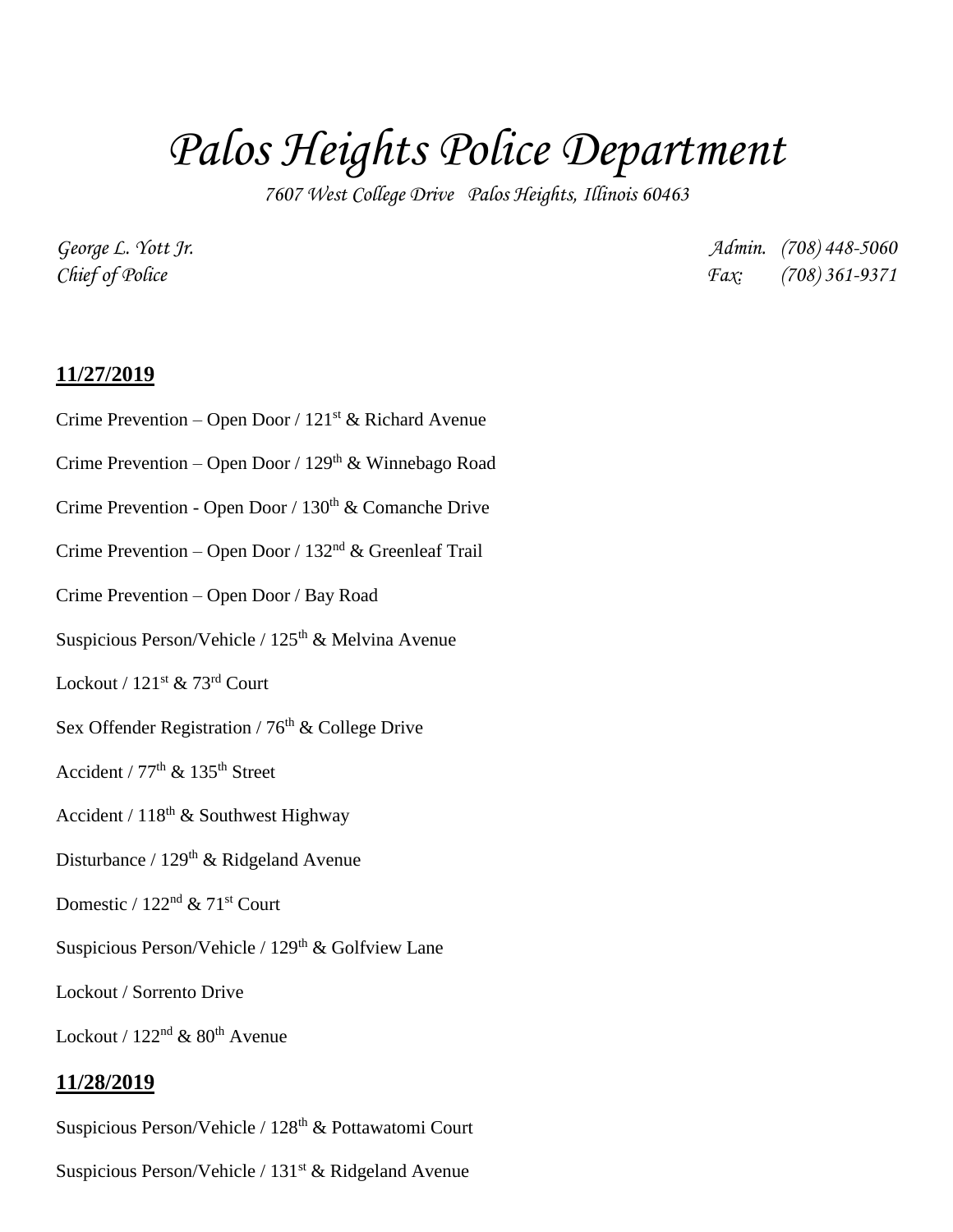# *Palos Heights Police Department*

*7607 West College Drive Palos Heights, Illinois 60463*

*George L. Yott Jr.* — *Chief of Police*

*Admin. (708) 448-5060*
*Fax: (708) 361-9371*

**11/27/2019**

Crime Prevention – Open Door / 121st & Richard Avenue

Crime Prevention – Open Door / 129th & Winnebago Road

Crime Prevention - Open Door / 130th & Comanche Drive

Crime Prevention – Open Door / 132nd & Greenleaf Trail

Crime Prevention – Open Door / Bay Road

Suspicious Person/Vehicle / 125th & Melvina Avenue

Lockout / 121st & 73rd Court

Sex Offender Registration / 76th & College Drive

Accident / 77th & 135th Street

Accident / 118th & Southwest Highway

Disturbance / 129th & Ridgeland Avenue

Domestic / 122nd & 71st Court

Suspicious Person/Vehicle / 129th & Golfview Lane

Lockout / Sorrento Drive

Lockout / 122nd & 80th Avenue

**11/28/2019**

Suspicious Person/Vehicle / 128th & Pottawatomi Court

Suspicious Person/Vehicle / 131st & Ridgeland Avenue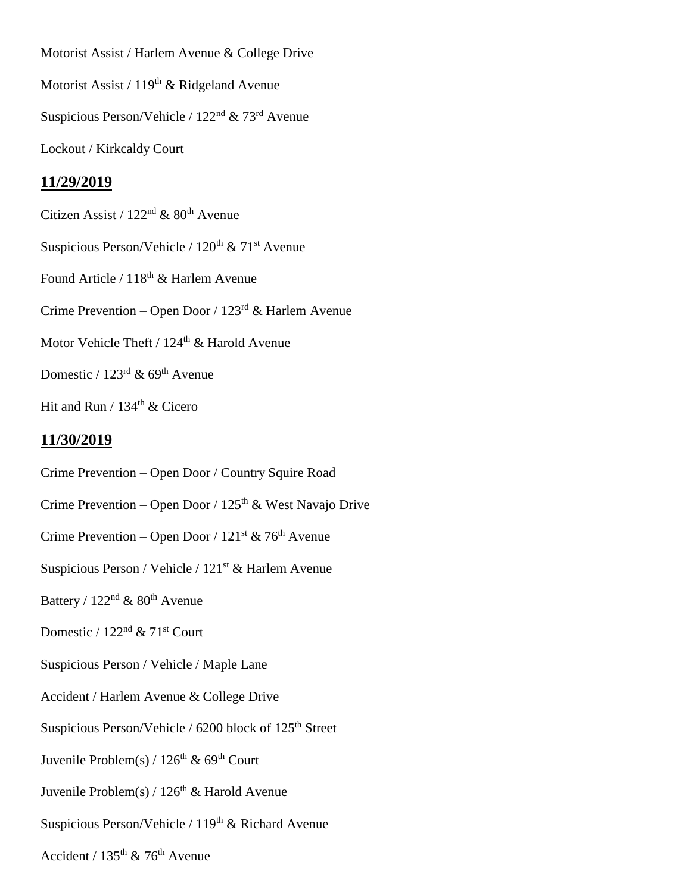Motorist Assist / Harlem Avenue & College Drive

Motorist Assist / 119th & Ridgeland Avenue

Suspicious Person/Vehicle / 122nd & 73rd Avenue

Lockout / Kirkcaldy Court

## 11/29/2019

Citizen Assist / 122nd & 80th Avenue

Suspicious Person/Vehicle / 120th & 71st Avenue

Found Article / 118th & Harlem Avenue

Crime Prevention – Open Door / 123rd & Harlem Avenue

Motor Vehicle Theft / 124th & Harold Avenue

Domestic / 123rd & 69th Avenue

Hit and Run / 134th & Cicero

## 11/30/2019

Crime Prevention – Open Door / Country Squire Road

Crime Prevention – Open Door / 125th & West Navajo Drive

Crime Prevention – Open Door / 121st & 76th Avenue

Suspicious Person / Vehicle / 121st & Harlem Avenue

Battery / 122nd & 80th Avenue

Domestic / 122nd & 71st Court

Suspicious Person / Vehicle / Maple Lane

Accident / Harlem Avenue & College Drive

Suspicious Person/Vehicle / 6200 block of 125th Street

Juvenile Problem(s) / 126th & 69th Court

Juvenile Problem(s) / 126th & Harold Avenue

Suspicious Person/Vehicle / 119th & Richard Avenue

Accident / 135th & 76th Avenue